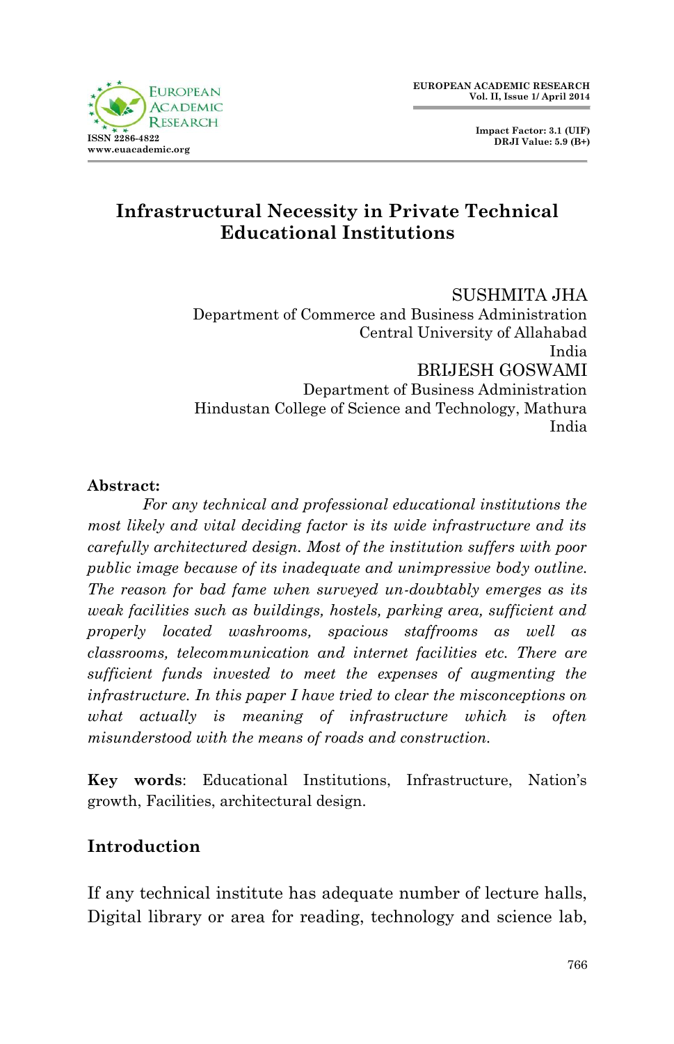# Infrastructural Necessity in Private Technical Educational Institutions

SUSHMITA JHA
Department of Commerce and Business Administration
Central University of Allahabad
India

BRIJESH GOSWAMI
Department of Business Administration
Hindustan College of Science and Technology, Mathura
India

**Abstract:**

*For any technical and professional educational institutions the most likely and vital deciding factor is its wide infrastructure and its carefully architectured design. Most of the institution suffers with poor public image because of its inadequate and unimpressive body outline. The reason for bad fame when surveyed un-doubtably emerges as its weak facilities such as buildings, hostels, parking area, sufficient and properly located washrooms, spacious staffrooms as well as classrooms, telecommunication and internet facilities etc. There are sufficient funds invested to meet the expenses of augmenting the infrastructure. In this paper I have tried to clear the misconceptions on what actually is meaning of infrastructure which is often misunderstood with the means of roads and construction.*

**Key words**: Educational Institutions, Infrastructure, Nation's growth, Facilities, architectural design.

## Introduction

If any technical institute has adequate number of lecture halls, Digital library or area for reading, technology and science lab,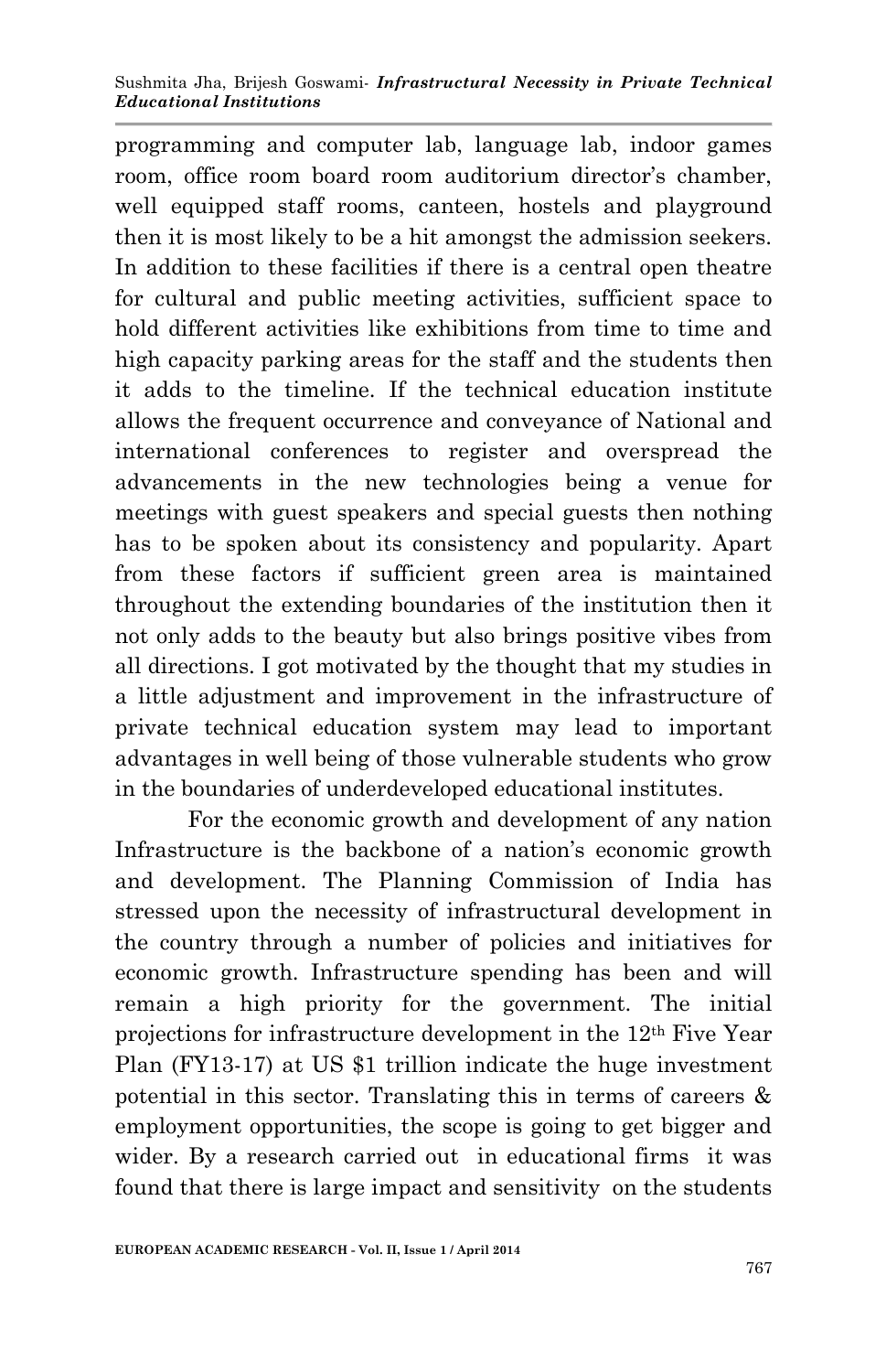programming and computer lab, language lab, indoor games room, office room board room auditorium director's chamber, well equipped staff rooms, canteen, hostels and playground then it is most likely to be a hit amongst the admission seekers. In addition to these facilities if there is a central open theatre for cultural and public meeting activities, sufficient space to hold different activities like exhibitions from time to time and high capacity parking areas for the staff and the students then it adds to the timeline. If the technical education institute allows the frequent occurrence and conveyance of National and international conferences to register and overspread the advancements in the new technologies being a venue for meetings with guest speakers and special guests then nothing has to be spoken about its consistency and popularity. Apart from these factors if sufficient green area is maintained throughout the extending boundaries of the institution then it not only adds to the beauty but also brings positive vibes from all directions. I got motivated by the thought that my studies in a little adjustment and improvement in the infrastructure of private technical education system may lead to important advantages in well being of those vulnerable students who grow in the boundaries of underdeveloped educational institutes.

For the economic growth and development of any nation Infrastructure is the backbone of a nation's economic growth and development. The Planning Commission of India has stressed upon the necessity of infrastructural development in the country through a number of policies and initiatives for economic growth. Infrastructure spending has been and will remain a high priority for the government. The initial projections for infrastructure development in the 12th Five Year Plan (FY13-17) at US $1 trillion indicate the huge investment potential in this sector. Translating this in terms of careers & employment opportunities, the scope is going to get bigger and wider. By a research carried out in educational firms it was found that there is large impact and sensitivity on the students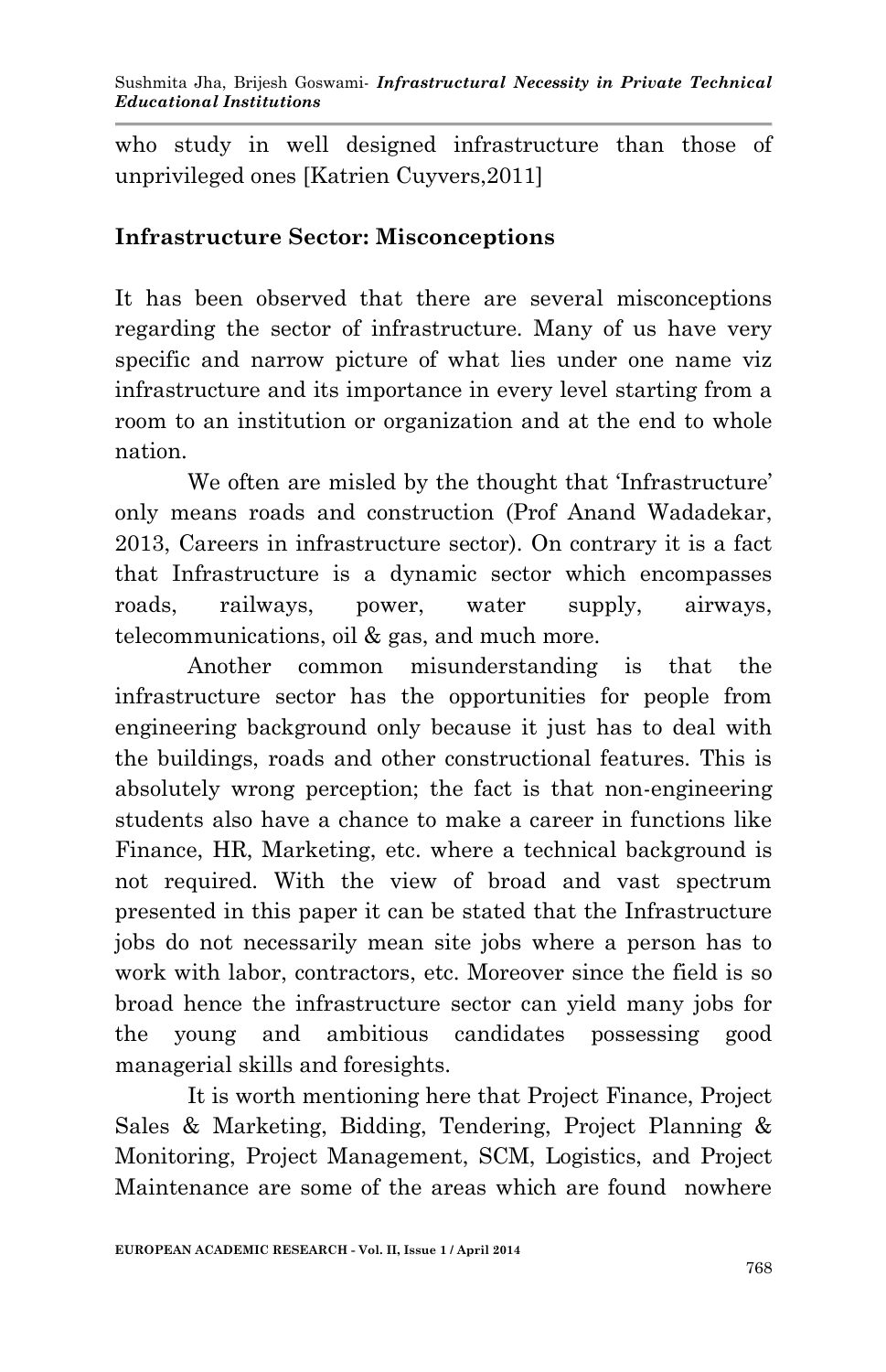who study in well designed infrastructure than those of unprivileged ones [Katrien Cuyvers,2011]

## Infrastructure Sector: Misconceptions

It has been observed that there are several misconceptions regarding the sector of infrastructure. Many of us have very specific and narrow picture of what lies under one name viz infrastructure and its importance in every level starting from a room to an institution or organization and at the end to whole nation.

We often are misled by the thought that 'Infrastructure' only means roads and construction (Prof Anand Wadadekar, 2013, Careers in infrastructure sector). On contrary it is a fact that Infrastructure is a dynamic sector which encompasses roads, railways, power, water supply, airways, telecommunications, oil & gas, and much more.

Another common misunderstanding is that the infrastructure sector has the opportunities for people from engineering background only because it just has to deal with the buildings, roads and other constructional features. This is absolutely wrong perception; the fact is that non-engineering students also have a chance to make a career in functions like Finance, HR, Marketing, etc. where a technical background is not required. With the view of broad and vast spectrum presented in this paper it can be stated that the Infrastructure jobs do not necessarily mean site jobs where a person has to work with labor, contractors, etc. Moreover since the field is so broad hence the infrastructure sector can yield many jobs for the young and ambitious candidates possessing good managerial skills and foresights.

It is worth mentioning here that Project Finance, Project Sales & Marketing, Bidding, Tendering, Project Planning & Monitoring, Project Management, SCM, Logistics, and Project Maintenance are some of the areas which are found nowhere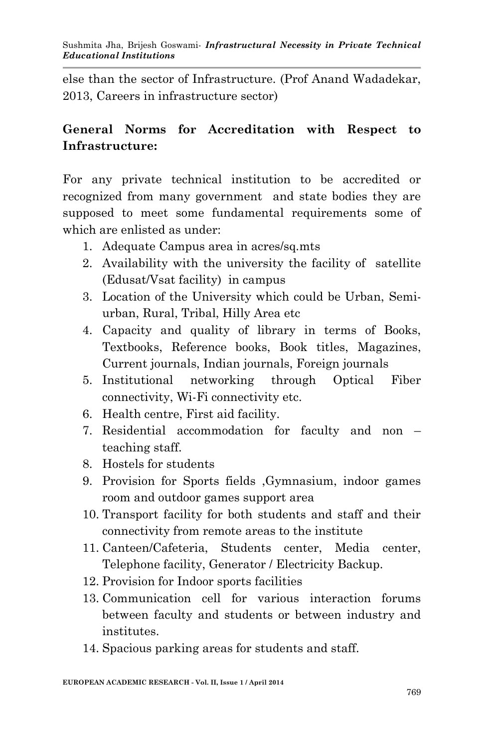else than the sector of Infrastructure. (Prof Anand Wadadekar, 2013, Careers in infrastructure sector)

**General Norms for Accreditation with Respect to Infrastructure:**

For any private technical institution to be accredited or recognized from many government and state bodies they are supposed to meet some fundamental requirements some of which are enlisted as under:

1. Adequate Campus area in acres/sq.mts
2. Availability with the university the facility of satellite (Edusat/Vsat facility) in campus
3. Location of the University which could be Urban, Semi-urban, Rural, Tribal, Hilly Area etc
4. Capacity and quality of library in terms of Books, Textbooks, Reference books, Book titles, Magazines, Current journals, Indian journals, Foreign journals
5. Institutional networking through Optical Fiber connectivity, Wi-Fi connectivity etc.
6. Health centre, First aid facility.
7. Residential accommodation for faculty and non – teaching staff.
8. Hostels for students
9. Provision for Sports fields ,Gymnasium, indoor games room and outdoor games support area
10. Transport facility for both students and staff and their connectivity from remote areas to the institute
11. Canteen/Cafeteria, Students center, Media center, Telephone facility, Generator / Electricity Backup.
12. Provision for Indoor sports facilities
13. Communication cell for various interaction forums between faculty and students or between industry and institutes.
14. Spacious parking areas for students and staff.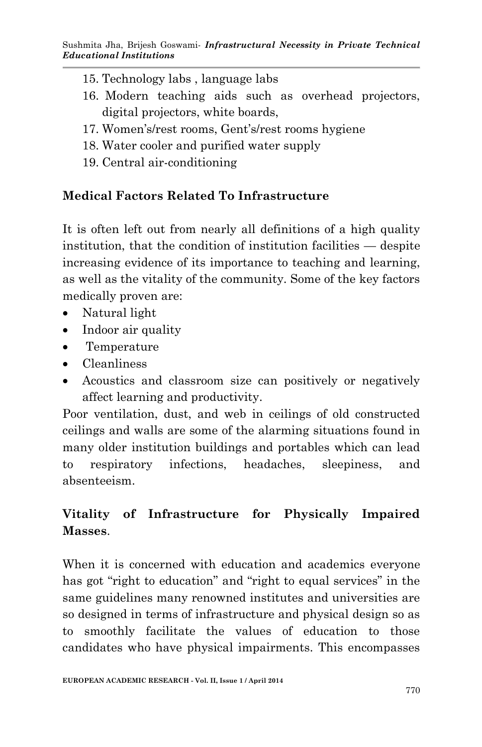15. Technology labs , language labs
16. Modern teaching aids such as overhead projectors, digital projectors, white boards,
17. Women's/rest rooms, Gent's/rest rooms hygiene
18. Water cooler and purified water supply
19. Central air-conditioning

## Medical Factors Related To Infrastructure

It is often left out from nearly all definitions of a high quality institution, that the condition of institution facilities — despite increasing evidence of its importance to teaching and learning, as well as the vitality of the community. Some of the key factors medically proven are:

- Natural light
- Indoor air quality
- Temperature
- Cleanliness
- Acoustics and classroom size can positively or negatively affect learning and productivity.

Poor ventilation, dust, and web in ceilings of old constructed ceilings and walls are some of the alarming situations found in many older institution buildings and portables which can lead to respiratory infections, headaches, sleepiness, and absenteeism.

## Vitality of Infrastructure for Physically Impaired Masses.

When it is concerned with education and academics everyone has got "right to education" and "right to equal services" in the same guidelines many renowned institutes and universities are so designed in terms of infrastructure and physical design so as to smoothly facilitate the values of education to those candidates who have physical impairments. This encompasses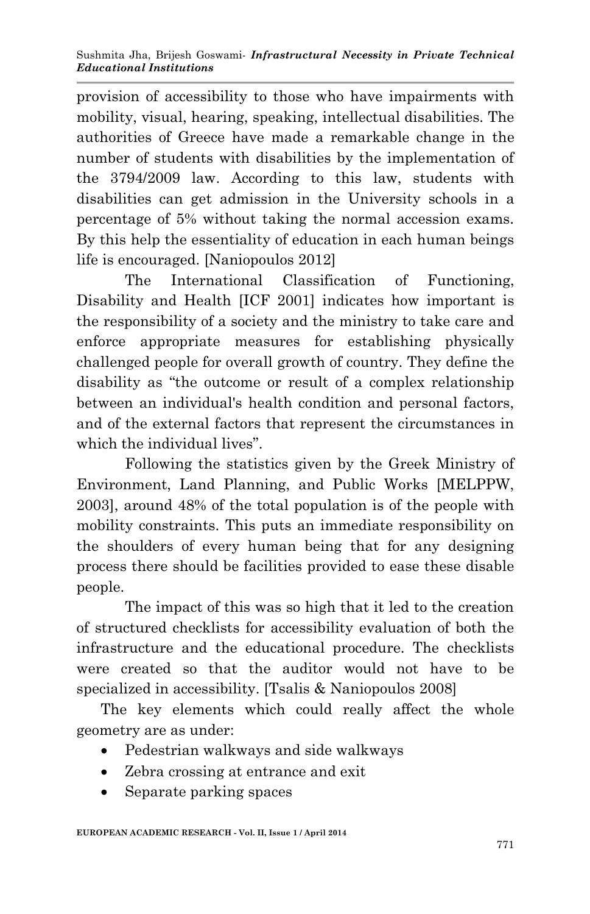provision of accessibility to those who have impairments with mobility, visual, hearing, speaking, intellectual disabilities. The authorities of Greece have made a remarkable change in the number of students with disabilities by the implementation of the 3794/2009 law. According to this law, students with disabilities can get admission in the University schools in a percentage of 5% without taking the normal accession exams. By this help the essentiality of education in each human beings life is encouraged. [Naniopoulos 2012]

The International Classification of Functioning, Disability and Health [ICF 2001] indicates how important is the responsibility of a society and the ministry to take care and enforce appropriate measures for establishing physically challenged people for overall growth of country. They define the disability as "the outcome or result of a complex relationship between an individual's health condition and personal factors, and of the external factors that represent the circumstances in which the individual lives".

Following the statistics given by the Greek Ministry of Environment, Land Planning, and Public Works [MELPPW, 2003], around 48% of the total population is of the people with mobility constraints. This puts an immediate responsibility on the shoulders of every human being that for any designing process there should be facilities provided to ease these disable people.

The impact of this was so high that it led to the creation of structured checklists for accessibility evaluation of both the infrastructure and the educational procedure. The checklists were created so that the auditor would not have to be specialized in accessibility. [Tsalis & Naniopoulos 2008]

The key elements which could really affect the whole geometry are as under:

- Pedestrian walkways and side walkways
- Zebra crossing at entrance and exit
- Separate parking spaces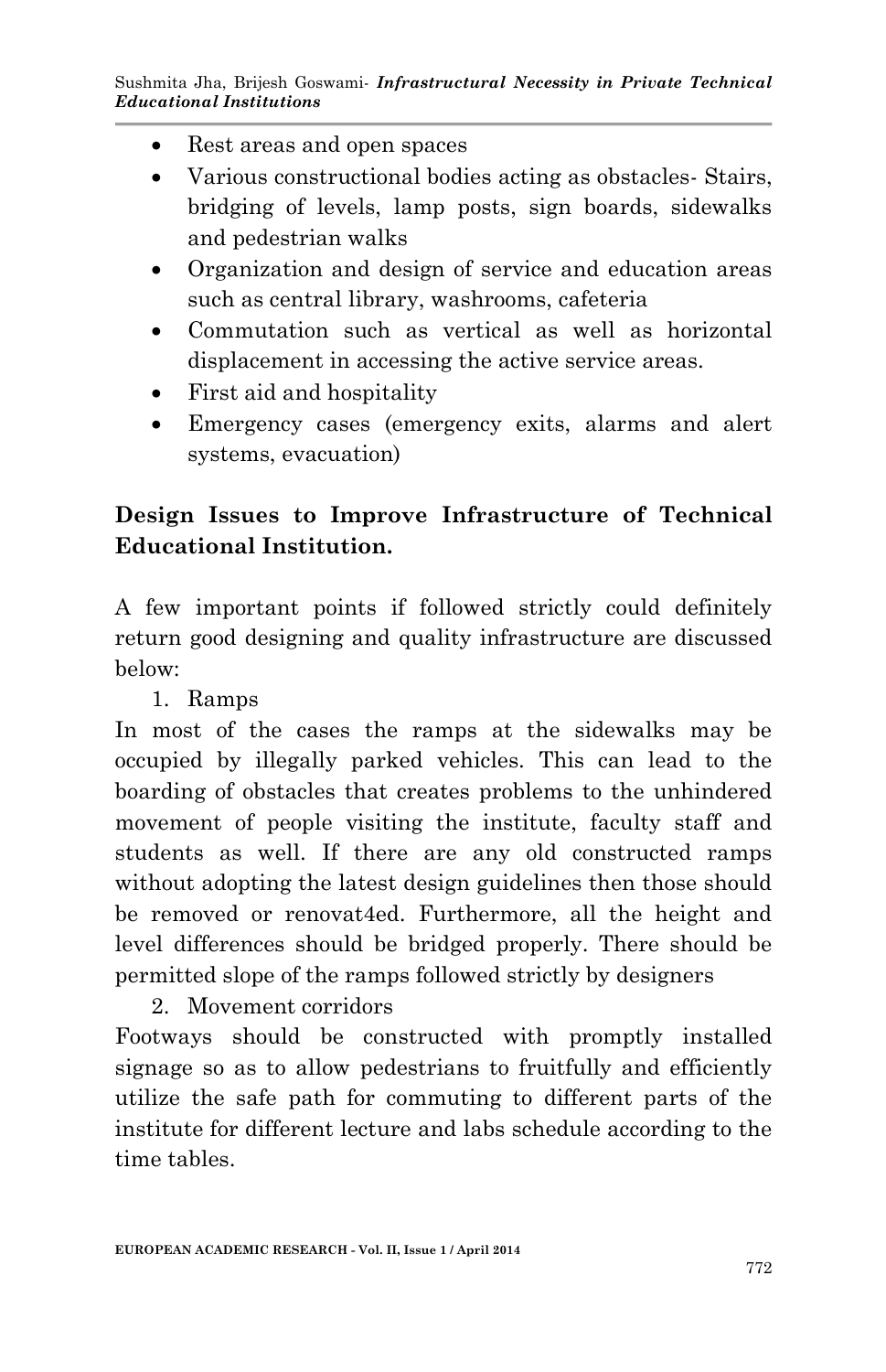- Rest areas and open spaces
- Various constructional bodies acting as obstacles- Stairs, bridging of levels, lamp posts, sign boards, sidewalks and pedestrian walks
- Organization and design of service and education areas such as central library, washrooms, cafeteria
- Commutation such as vertical as well as horizontal displacement in accessing the active service areas.
- First aid and hospitality
- Emergency cases (emergency exits, alarms and alert systems, evacuation)

**Design Issues to Improve Infrastructure of Technical Educational Institution.**

A few important points if followed strictly could definitely return good designing and quality infrastructure are discussed below:

1. Ramps

In most of the cases the ramps at the sidewalks may be occupied by illegally parked vehicles. This can lead to the boarding of obstacles that creates problems to the unhindered movement of people visiting the institute, faculty staff and students as well. If there are any old constructed ramps without adopting the latest design guidelines then those should be removed or renovat4ed. Furthermore, all the height and level differences should be bridged properly. There should be permitted slope of the ramps followed strictly by designers

2. Movement corridors

Footways should be constructed with promptly installed signage so as to allow pedestrians to fruitfully and efficiently utilize the safe path for commuting to different parts of the institute for different lecture and labs schedule according to the time tables.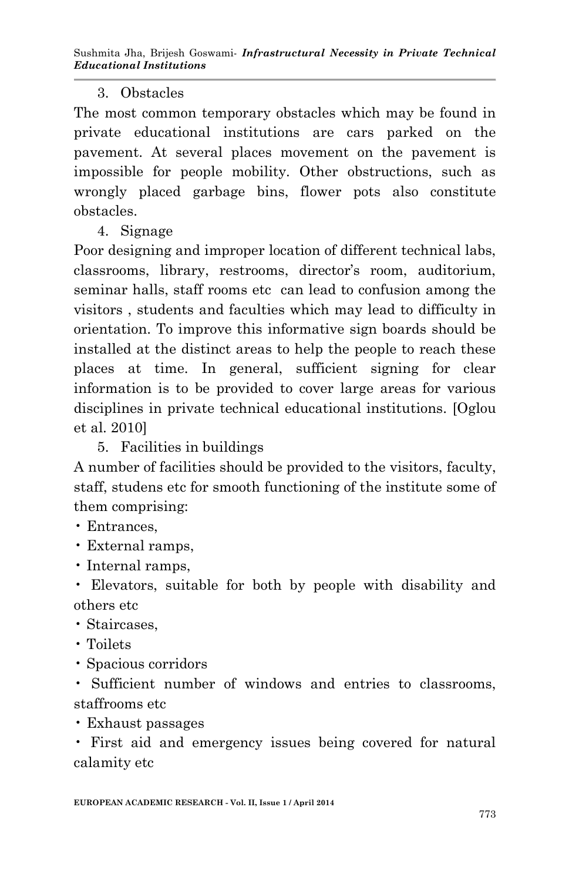3. Obstacles

The most common temporary obstacles which may be found in private educational institutions are cars parked on the pavement. At several places movement on the pavement is impossible for people mobility. Other obstructions, such as wrongly placed garbage bins, flower pots also constitute obstacles.

4. Signage

Poor designing and improper location of different technical labs, classrooms, library, restrooms, director's room, auditorium, seminar halls, staff rooms etc can lead to confusion among the visitors , students and faculties which may lead to difficulty in orientation. To improve this informative sign boards should be installed at the distinct areas to help the people to reach these places at time. In general, sufficient signing for clear information is to be provided to cover large areas for various disciplines in private technical educational institutions. [Oglou et al. 2010]

5. Facilities in buildings

A number of facilities should be provided to the visitors, faculty, staff, studens etc for smooth functioning of the institute some of them comprising:

- Entrances,
- External ramps,
- Internal ramps,
- Elevators, suitable for both by people with disability and others etc
- Staircases,
- Toilets
- Spacious corridors
- Sufficient number of windows and entries to classrooms, staffrooms etc
- Exhaust passages
- First aid and emergency issues being covered for natural calamity etc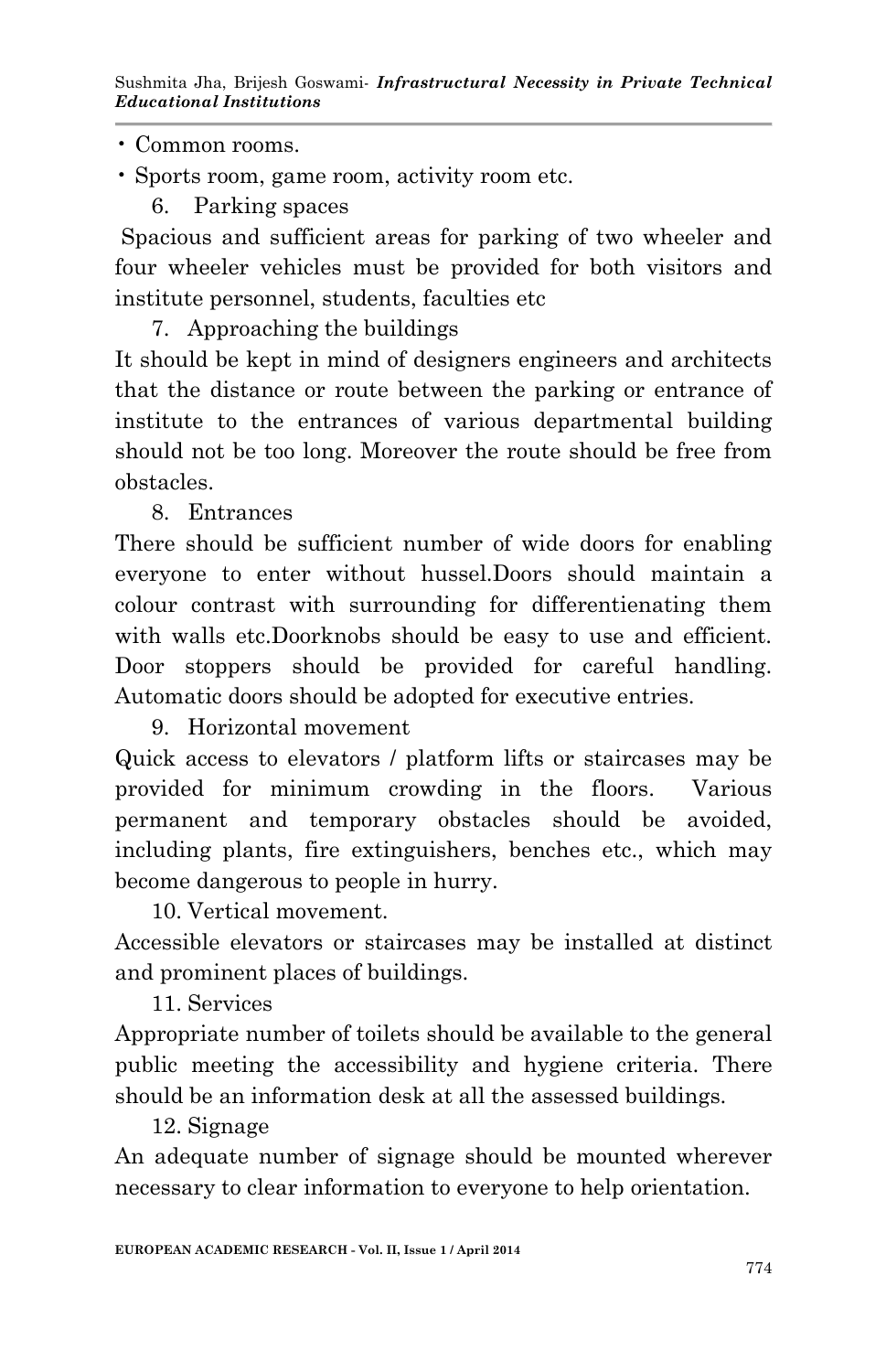- Common rooms.
- Sports room, game room, activity room etc.

6. Parking spaces

Spacious and sufficient areas for parking of two wheeler and four wheeler vehicles must be provided for both visitors and institute personnel, students, faculties etc

7. Approaching the buildings

It should be kept in mind of designers engineers and architects that the distance or route between the parking or entrance of institute to the entrances of various departmental building should not be too long. Moreover the route should be free from obstacles.

8. Entrances

There should be sufficient number of wide doors for enabling everyone to enter without hussel.Doors should maintain a colour contrast with surrounding for differentienating them with walls etc.Doorknobs should be easy to use and efficient. Door stoppers should be provided for careful handling. Automatic doors should be adopted for executive entries.

9. Horizontal movement

Quick access to elevators / platform lifts or staircases may be provided for minimum crowding in the floors. Various permanent and temporary obstacles should be avoided, including plants, fire extinguishers, benches etc., which may become dangerous to people in hurry.

10. Vertical movement.

Accessible elevators or staircases may be installed at distinct and prominent places of buildings.

11. Services

Appropriate number of toilets should be available to the general public meeting the accessibility and hygiene criteria. There should be an information desk at all the assessed buildings.

12. Signage

An adequate number of signage should be mounted wherever necessary to clear information to everyone to help orientation.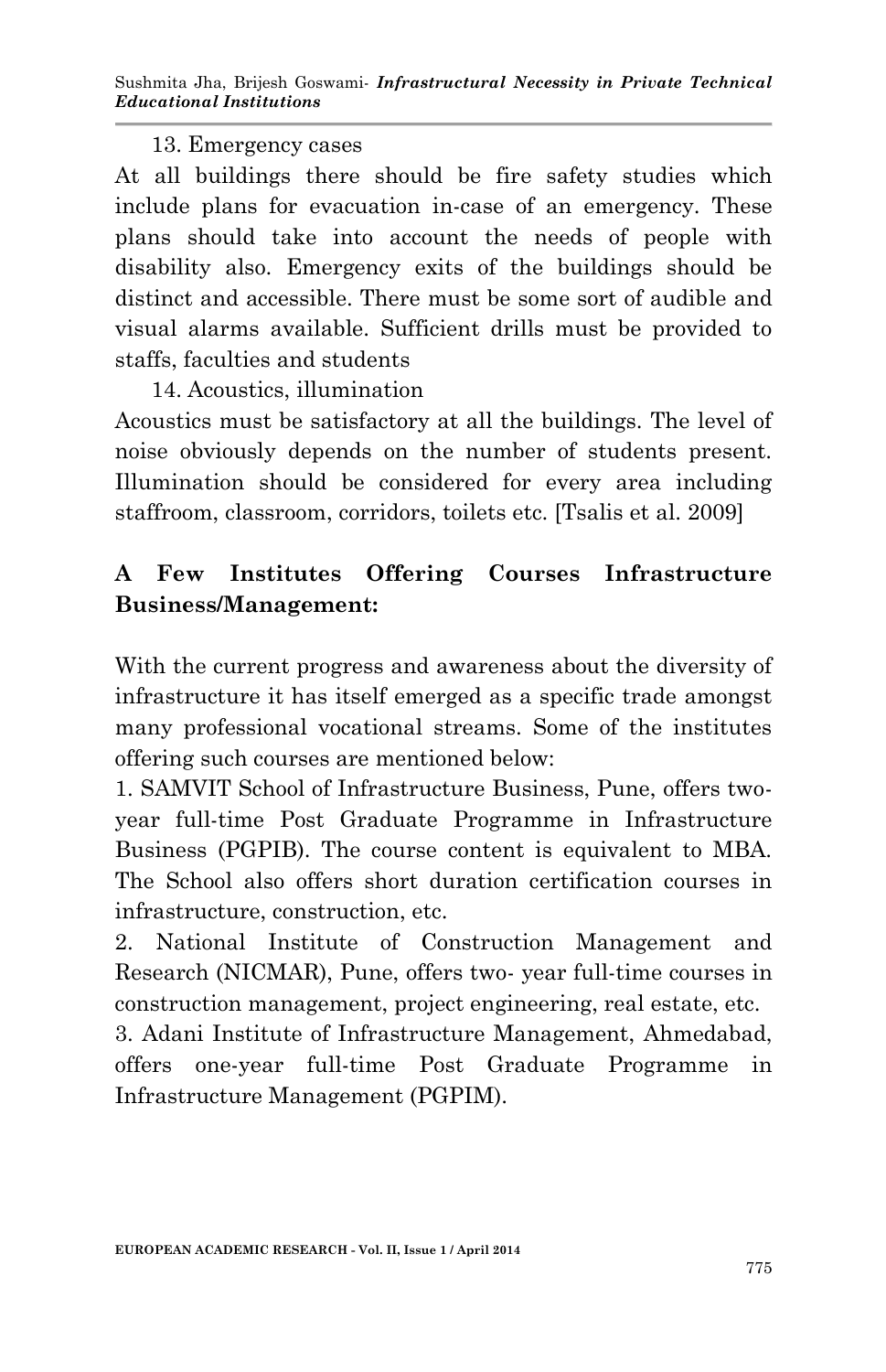13. Emergency cases

At all buildings there should be fire safety studies which include plans for evacuation in-case of an emergency. These plans should take into account the needs of people with disability also. Emergency exits of the buildings should be distinct and accessible. There must be some sort of audible and visual alarms available. Sufficient drills must be provided to staffs, faculties and students

14. Acoustics, illumination

Acoustics must be satisfactory at all the buildings. The level of noise obviously depends on the number of students present. Illumination should be considered for every area including staffroom, classroom, corridors, toilets etc. [Tsalis et al. 2009]

## A Few Institutes Offering Courses Infrastructure Business/Management:

With the current progress and awareness about the diversity of infrastructure it has itself emerged as a specific trade amongst many professional vocational streams. Some of the institutes offering such courses are mentioned below:

1. SAMVIT School of Infrastructure Business, Pune, offers two-year full-time Post Graduate Programme in Infrastructure Business (PGPIB). The course content is equivalent to MBA. The School also offers short duration certification courses in infrastructure, construction, etc.
2. National Institute of Construction Management and Research (NICMAR), Pune, offers two- year full-time courses in construction management, project engineering, real estate, etc.
3. Adani Institute of Infrastructure Management, Ahmedabad, offers one-year full-time Post Graduate Programme in Infrastructure Management (PGPIM).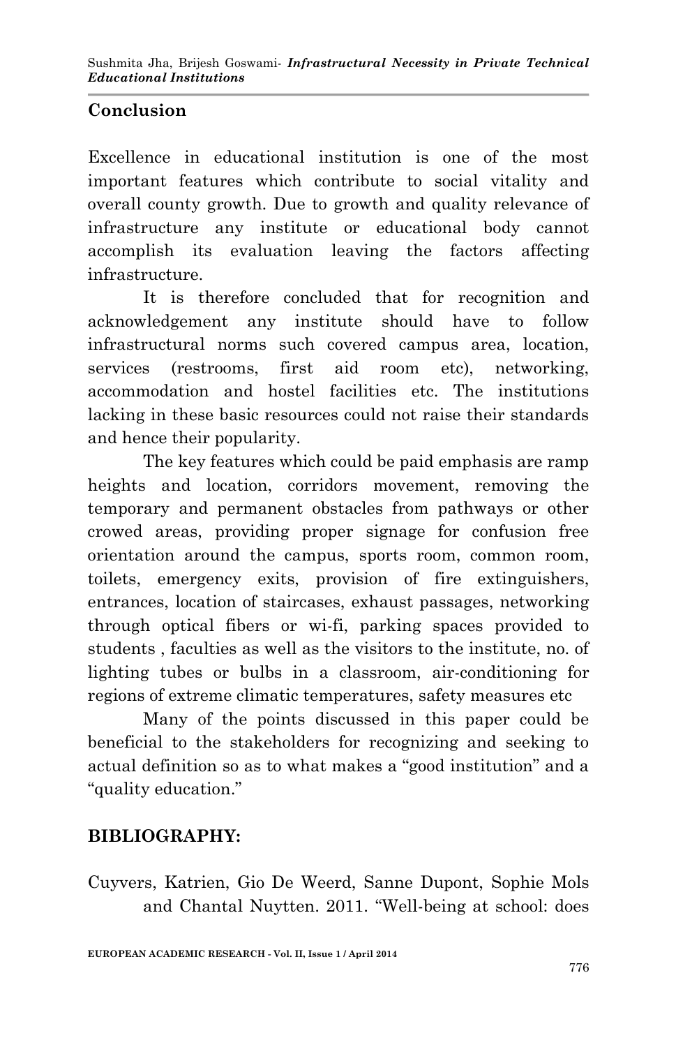## Conclusion

Excellence in educational institution is one of the most important features which contribute to social vitality and overall county growth. Due to growth and quality relevance of infrastructure any institute or educational body cannot accomplish its evaluation leaving the factors affecting infrastructure.

It is therefore concluded that for recognition and acknowledgement any institute should have to follow infrastructural norms such covered campus area, location, services (restrooms, first aid room etc), networking, accommodation and hostel facilities etc. The institutions lacking in these basic resources could not raise their standards and hence their popularity.

The key features which could be paid emphasis are ramp heights and location, corridors movement, removing the temporary and permanent obstacles from pathways or other crowed areas, providing proper signage for confusion free orientation around the campus, sports room, common room, toilets, emergency exits, provision of fire extinguishers, entrances, location of staircases, exhaust passages, networking through optical fibers or wi-fi, parking spaces provided to students , faculties as well as the visitors to the institute, no. of lighting tubes or bulbs in a classroom, air-conditioning for regions of extreme climatic temperatures, safety measures etc

Many of the points discussed in this paper could be beneficial to the stakeholders for recognizing and seeking to actual definition so as to what makes a "good institution" and a "quality education."

## BIBLIOGRAPHY:

Cuyvers, Katrien, Gio De Weerd, Sanne Dupont, Sophie Mols and Chantal Nuytten. 2011. "Well-being at school: does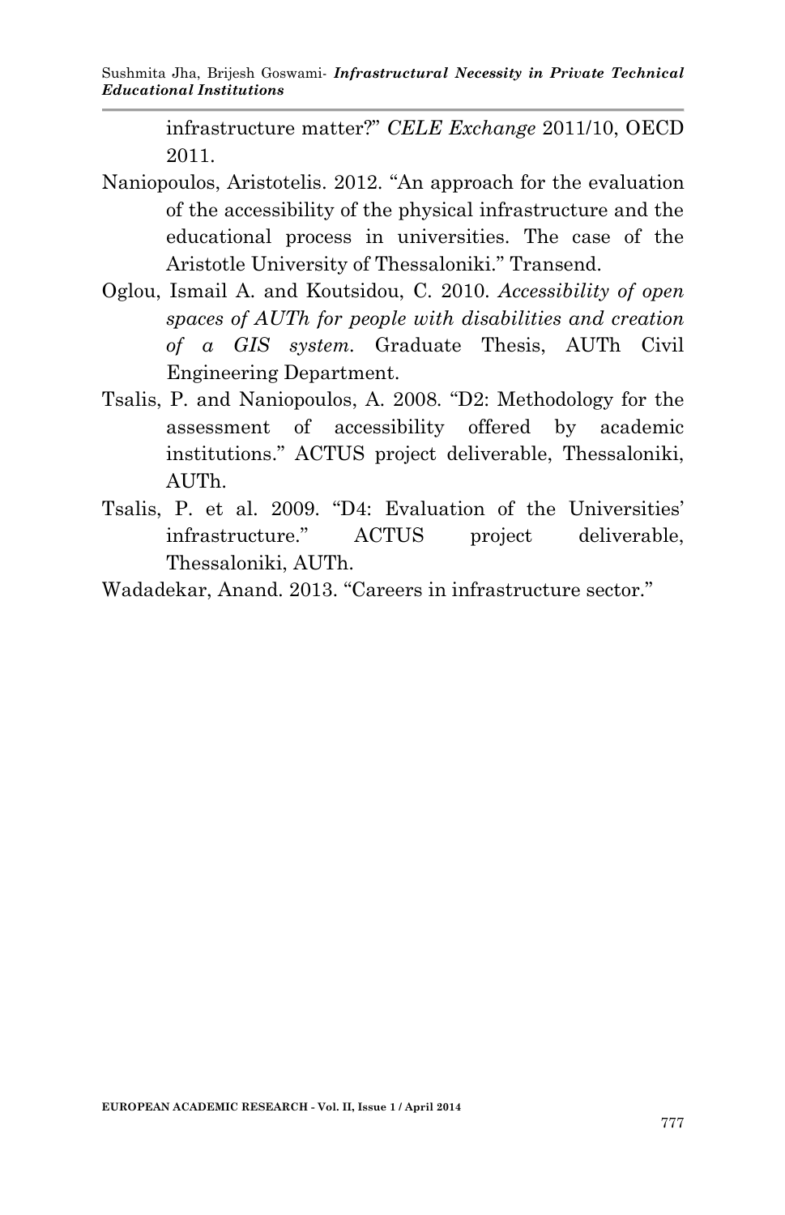infrastructure matter?" *CELE Exchange* 2011/10, OECD 2011.

Naniopoulos, Aristotelis. 2012. "An approach for the evaluation of the accessibility of the physical infrastructure and the educational process in universities. The case of the Aristotle University of Thessaloniki." Transend.

Oglou, Ismail A. and Koutsidou, C. 2010. *Accessibility of open spaces of AUTh for people with disabilities and creation of a GIS system.* Graduate Thesis, AUTh Civil Engineering Department.

Tsalis, P. and Naniopoulos, A. 2008. "D2: Methodology for the assessment of accessibility offered by academic institutions." ACTUS project deliverable, Thessaloniki, AUTh.

Tsalis, P. et al. 2009. "D4: Evaluation of the Universities' infrastructure." ACTUS project deliverable, Thessaloniki, AUTh.

Wadadekar, Anand. 2013. "Careers in infrastructure sector."